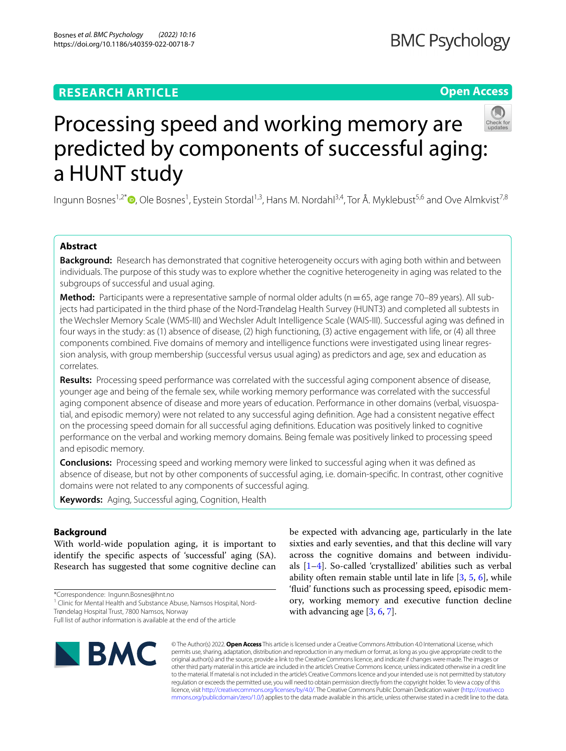RESEARCH ARTICLE

Open Access

# Processing speed and working memory are predicted by components of successful aging: a HUNT study

Ingunn Bosnes[1,2*], Ole Bosnes[1], Eystein Stordal[1,3], Hans M. Nordahl[3,4], Tor Å. Myklebust[5,6] and Ove Almkvist[7,8]

## Abstract

**Background:** Research has demonstrated that cognitive heterogeneity occurs with aging both within and between individuals. The purpose of this study was to explore whether the cognitive heterogeneity in aging was related to the subgroups of successful and usual aging.

**Method:** Participants were a representative sample of normal older adults (n = 65, age range 70–89 years). All subjects had participated in the third phase of the Nord-Trøndelag Health Survey (HUNT3) and completed all subtests in the Wechsler Memory Scale (WMS-III) and Wechsler Adult Intelligence Scale (WAIS-III). Successful aging was defined in four ways in the study: as (1) absence of disease, (2) high functioning, (3) active engagement with life, or (4) all three components combined. Five domains of memory and intelligence functions were investigated using linear regression analysis, with group membership (successful versus usual aging) as predictors and age, sex and education as correlates.

**Results:** Processing speed performance was correlated with the successful aging component absence of disease, younger age and being of the female sex, while working memory performance was correlated with the successful aging component absence of disease and more years of education. Performance in other domains (verbal, visuospatial, and episodic memory) were not related to any successful aging definition. Age had a consistent negative effect on the processing speed domain for all successful aging definitions. Education was positively linked to cognitive performance on the verbal and working memory domains. Being female was positively linked to processing speed and episodic memory.

**Conclusions:** Processing speed and working memory were linked to successful aging when it was defined as absence of disease, but not by other components of successful aging, i.e. domain-specific. In contrast, other cognitive domains were not related to any components of successful aging.

**Keywords:** Aging, Successful aging, Cognition, Health

## Background

With world-wide population aging, it is important to identify the specific aspects of 'successful' aging (SA). Research has suggested that some cognitive decline can be expected with advancing age, particularly in the late sixties and early seventies, and that this decline will vary across the cognitive domains and between individuals [1–4]. So-called 'crystallized' abilities such as verbal ability often remain stable until late in life [3, 5, 6], while 'fluid' functions such as processing speed, episodic memory, working memory and executive function decline with advancing age [3, 6, 7].

*Correspondence: Ingunn.Bosnes@hnt.no
[1] Clinic for Mental Health and Substance Abuse, Namsos Hospital, Nord-Trøndelag Hospital Trust, 7800 Namsos, Norway
Full list of author information is available at the end of the article

© The Author(s) 2022. **Open Access** This article is licensed under a Creative Commons Attribution 4.0 International License, which permits use, sharing, adaptation, distribution and reproduction in any medium or format, as long as you give appropriate credit to the original author(s) and the source, provide a link to the Creative Commons licence, and indicate if changes were made. The images or other third party material in this article are included in the article's Creative Commons licence, unless indicated otherwise in a credit line to the material. If material is not included in the article's Creative Commons licence and your intended use is not permitted by statutory regulation or exceeds the permitted use, you will need to obtain permission directly from the copyright holder. To view a copy of this licence, visit http://creativecommons.org/licenses/by/4.0/. The Creative Commons Public Domain Dedication waiver (http://creativecommons.org/publicdomain/zero/1.0/) applies to the data made available in this article, unless otherwise stated in a credit line to the data.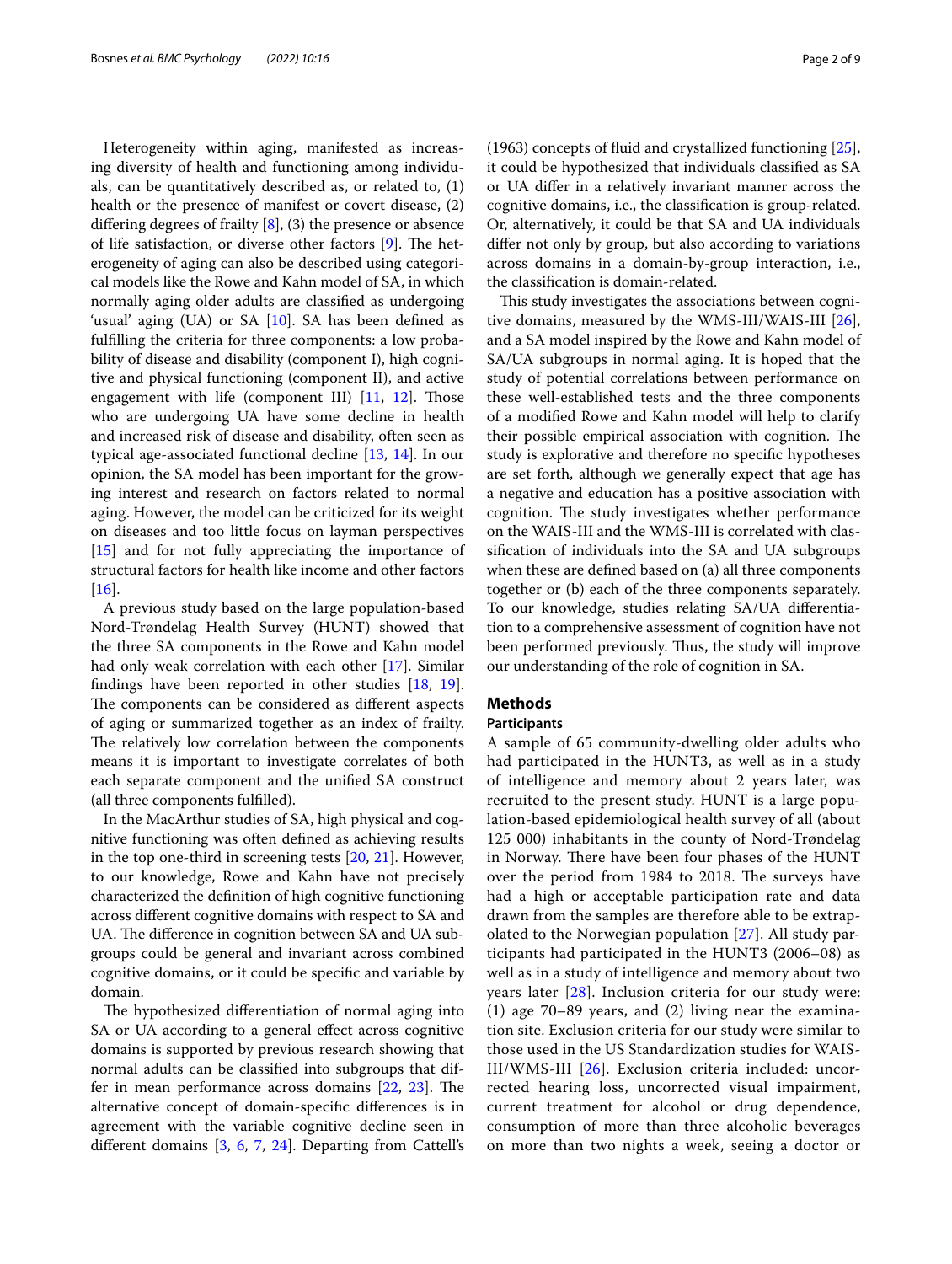Heterogeneity within aging, manifested as increasing diversity of health and functioning among individuals, can be quantitatively described as, or related to, (1) health or the presence of manifest or covert disease, (2) differing degrees of frailty [8], (3) the presence or absence of life satisfaction, or diverse other factors [9]. The heterogeneity of aging can also be described using categorical models like the Rowe and Kahn model of SA, in which normally aging older adults are classified as undergoing 'usual' aging (UA) or SA [10]. SA has been defined as fulfilling the criteria for three components: a low probability of disease and disability (component I), high cognitive and physical functioning (component II), and active engagement with life (component III) [11, 12]. Those who are undergoing UA have some decline in health and increased risk of disease and disability, often seen as typical age-associated functional decline [13, 14]. In our opinion, the SA model has been important for the growing interest and research on factors related to normal aging. However, the model can be criticized for its weight on diseases and too little focus on layman perspectives [15] and for not fully appreciating the importance of structural factors for health like income and other factors [16].

A previous study based on the large population-based Nord-Trøndelag Health Survey (HUNT) showed that the three SA components in the Rowe and Kahn model had only weak correlation with each other [17]. Similar findings have been reported in other studies [18, 19]. The components can be considered as different aspects of aging or summarized together as an index of frailty. The relatively low correlation between the components means it is important to investigate correlates of both each separate component and the unified SA construct (all three components fulfilled).

In the MacArthur studies of SA, high physical and cognitive functioning was often defined as achieving results in the top one-third in screening tests [20, 21]. However, to our knowledge, Rowe and Kahn have not precisely characterized the definition of high cognitive functioning across different cognitive domains with respect to SA and UA. The difference in cognition between SA and UA subgroups could be general and invariant across combined cognitive domains, or it could be specific and variable by domain.

The hypothesized differentiation of normal aging into SA or UA according to a general effect across cognitive domains is supported by previous research showing that normal adults can be classified into subgroups that differ in mean performance across domains [22, 23]. The alternative concept of domain-specific differences is in agreement with the variable cognitive decline seen in different domains [3, 6, 7, 24]. Departing from Cattell's (1963) concepts of fluid and crystallized functioning [25], it could be hypothesized that individuals classified as SA or UA differ in a relatively invariant manner across the cognitive domains, i.e., the classification is group-related. Or, alternatively, it could be that SA and UA individuals differ not only by group, but also according to variations across domains in a domain-by-group interaction, i.e., the classification is domain-related.

This study investigates the associations between cognitive domains, measured by the WMS-III/WAIS-III [26], and a SA model inspired by the Rowe and Kahn model of SA/UA subgroups in normal aging. It is hoped that the study of potential correlations between performance on these well-established tests and the three components of a modified Rowe and Kahn model will help to clarify their possible empirical association with cognition. The study is explorative and therefore no specific hypotheses are set forth, although we generally expect that age has a negative and education has a positive association with cognition. The study investigates whether performance on the WAIS-III and the WMS-III is correlated with classification of individuals into the SA and UA subgroups when these are defined based on (a) all three components together or (b) each of the three components separately. To our knowledge, studies relating SA/UA differentiation to a comprehensive assessment of cognition have not been performed previously. Thus, the study will improve our understanding of the role of cognition in SA.

## Methods

### Participants

A sample of 65 community-dwelling older adults who had participated in the HUNT3, as well as in a study of intelligence and memory about 2 years later, was recruited to the present study. HUNT is a large population-based epidemiological health survey of all (about 125 000) inhabitants in the county of Nord-Trøndelag in Norway. There have been four phases of the HUNT over the period from 1984 to 2018. The surveys have had a high or acceptable participation rate and data drawn from the samples are therefore able to be extrapolated to the Norwegian population [27]. All study participants had participated in the HUNT3 (2006–08) as well as in a study of intelligence and memory about two years later [28]. Inclusion criteria for our study were: (1) age 70–89 years, and (2) living near the examination site. Exclusion criteria for our study were similar to those used in the US Standardization studies for WAIS-III/WMS-III [26]. Exclusion criteria included: uncorrected hearing loss, uncorrected visual impairment, current treatment for alcohol or drug dependence, consumption of more than three alcoholic beverages on more than two nights a week, seeing a doctor or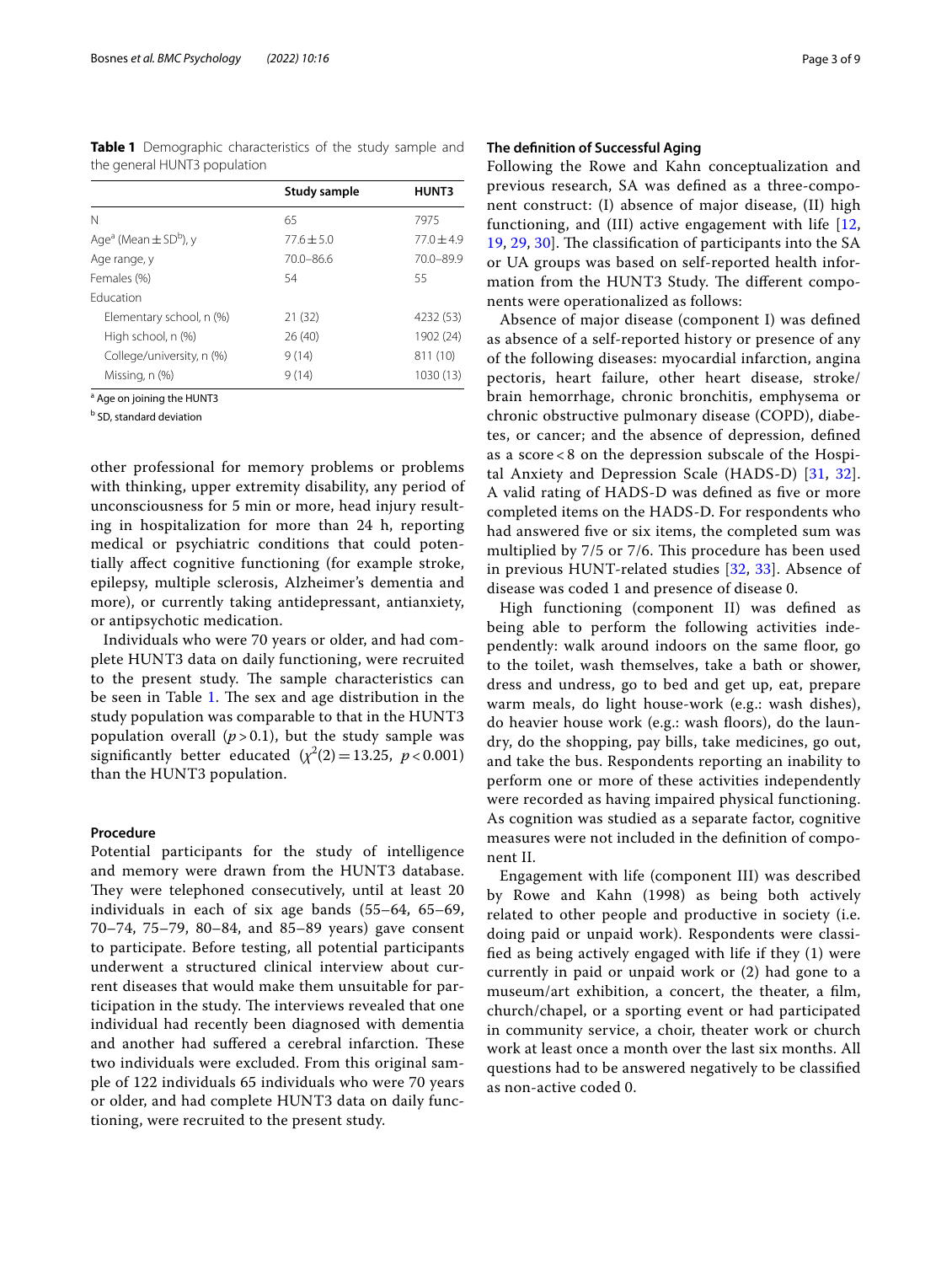**Table 1** Demographic characteristics of the study sample and the general HUNT3 population

| | Study sample | HUNT3 |
|---|---|---|
| N | 65 | 7975 |
| Age[a] (Mean ± SD[b]), y | 77.6 ± 5.0 | 77.0 ± 4.9 |
| Age range, y | 70.0–86.6 | 70.0–89.9 |
| Females (%) | 54 | 55 |
| Education | | |
| Elementary school, n (%) | 21 (32) | 4232 (53) |
| High school, n (%) | 26 (40) | 1902 (24) |
| College/university, n (%) | 9 (14) | 811 (10) |
| Missing, n (%) | 9 (14) | 1030 (13) |

[a] Age on joining the HUNT3

[b] SD, standard deviation

other professional for memory problems or problems with thinking, upper extremity disability, any period of unconsciousness for 5 min or more, head injury resulting in hospitalization for more than 24 h, reporting medical or psychiatric conditions that could potentially affect cognitive functioning (for example stroke, epilepsy, multiple sclerosis, Alzheimer's dementia and more), or currently taking antidepressant, antianxiety, or antipsychotic medication.

Individuals who were 70 years or older, and had complete HUNT3 data on daily functioning, were recruited to the present study. The sample characteristics can be seen in Table 1. The sex and age distribution in the study population was comparable to that in the HUNT3 population overall ($p > 0.1$), but the study sample was significantly better educated ($\chi^2(2) = 13.25$, $p < 0.001$) than the HUNT3 population.

### Procedure

Potential participants for the study of intelligence and memory were drawn from the HUNT3 database. They were telephoned consecutively, until at least 20 individuals in each of six age bands (55–64, 65–69, 70–74, 75–79, 80–84, and 85–89 years) gave consent to participate. Before testing, all potential participants underwent a structured clinical interview about current diseases that would make them unsuitable for participation in the study. The interviews revealed that one individual had recently been diagnosed with dementia and another had suffered a cerebral infarction. These two individuals were excluded. From this original sample of 122 individuals 65 individuals who were 70 years or older, and had complete HUNT3 data on daily functioning, were recruited to the present study.

### The definition of Successful Aging

Following the Rowe and Kahn conceptualization and previous research, SA was defined as a three-component construct: (I) absence of major disease, (II) high functioning, and (III) active engagement with life [12, 19, 29, 30]. The classification of participants into the SA or UA groups was based on self-reported health information from the HUNT3 Study. The different components were operationalized as follows:

Absence of major disease (component I) was defined as absence of a self-reported history or presence of any of the following diseases: myocardial infarction, angina pectoris, heart failure, other heart disease, stroke/brain hemorrhage, chronic bronchitis, emphysema or chronic obstructive pulmonary disease (COPD), diabetes, or cancer; and the absence of depression, defined as a score < 8 on the depression subscale of the Hospital Anxiety and Depression Scale (HADS-D) [31, 32]. A valid rating of HADS-D was defined as five or more completed items on the HADS-D. For respondents who had answered five or six items, the completed sum was multiplied by 7/5 or 7/6. This procedure has been used in previous HUNT-related studies [32, 33]. Absence of disease was coded 1 and presence of disease 0.

High functioning (component II) was defined as being able to perform the following activities independently: walk around indoors on the same floor, go to the toilet, wash themselves, take a bath or shower, dress and undress, go to bed and get up, eat, prepare warm meals, do light house-work (e.g.: wash dishes), do heavier house work (e.g.: wash floors), do the laundry, do the shopping, pay bills, take medicines, go out, and take the bus. Respondents reporting an inability to perform one or more of these activities independently were recorded as having impaired physical functioning. As cognition was studied as a separate factor, cognitive measures were not included in the definition of component II.

Engagement with life (component III) was described by Rowe and Kahn (1998) as being both actively related to other people and productive in society (i.e. doing paid or unpaid work). Respondents were classified as being actively engaged with life if they (1) were currently in paid or unpaid work or (2) had gone to a museum/art exhibition, a concert, the theater, a film, church/chapel, or a sporting event or had participated in community service, a choir, theater work or church work at least once a month over the last six months. All questions had to be answered negatively to be classified as non-active coded 0.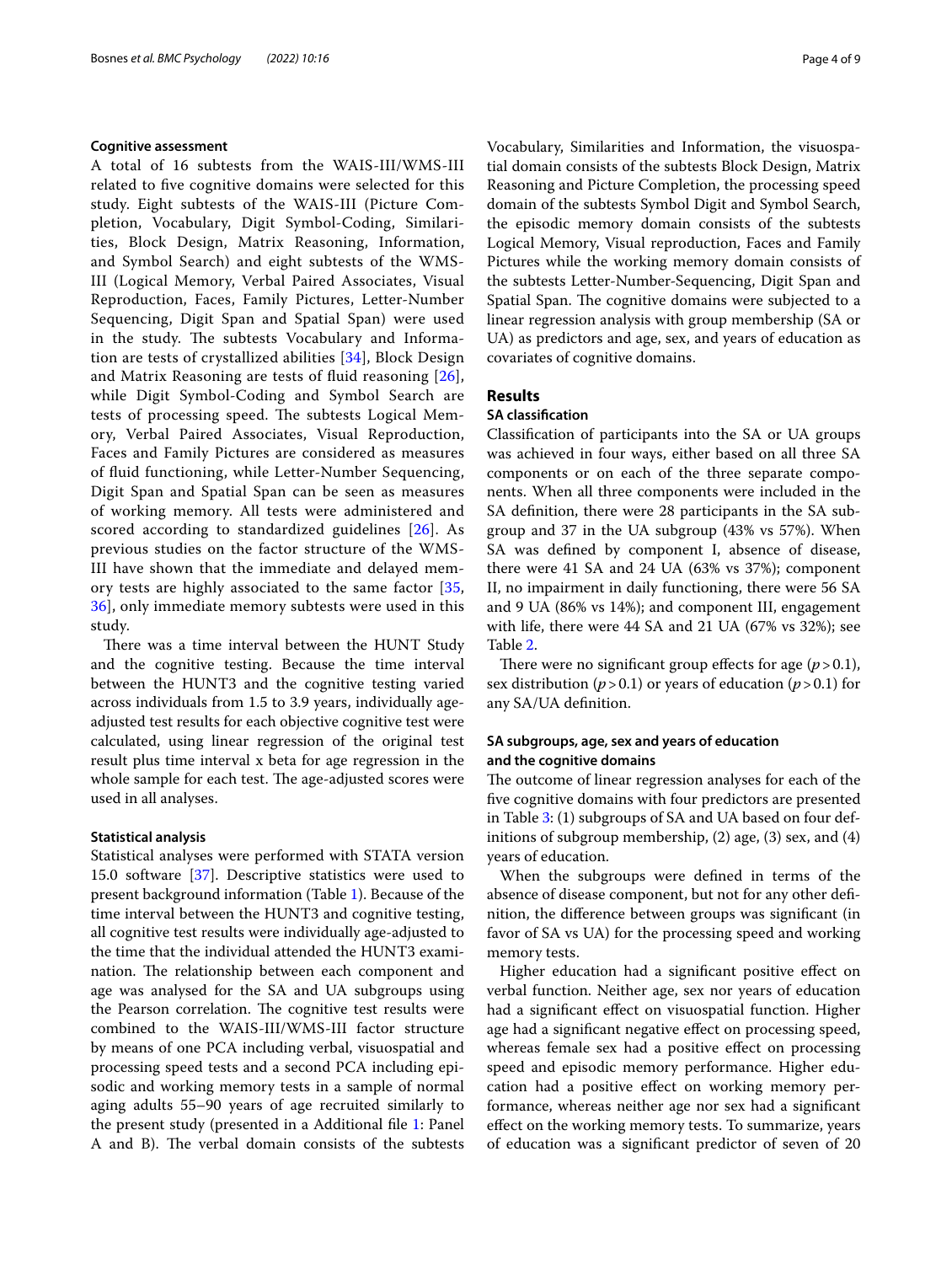### Cognitive assessment

A total of 16 subtests from the WAIS-III/WMS-III related to five cognitive domains were selected for this study. Eight subtests of the WAIS-III (Picture Completion, Vocabulary, Digit Symbol-Coding, Similarities, Block Design, Matrix Reasoning, Information, and Symbol Search) and eight subtests of the WMS-III (Logical Memory, Verbal Paired Associates, Visual Reproduction, Faces, Family Pictures, Letter-Number Sequencing, Digit Span and Spatial Span) were used in the study. The subtests Vocabulary and Information are tests of crystallized abilities [34], Block Design and Matrix Reasoning are tests of fluid reasoning [26], while Digit Symbol-Coding and Symbol Search are tests of processing speed. The subtests Logical Memory, Verbal Paired Associates, Visual Reproduction, Faces and Family Pictures are considered as measures of fluid functioning, while Letter-Number Sequencing, Digit Span and Spatial Span can be seen as measures of working memory. All tests were administered and scored according to standardized guidelines [26]. As previous studies on the factor structure of the WMS-III have shown that the immediate and delayed memory tests are highly associated to the same factor [35, 36], only immediate memory subtests were used in this study.

There was a time interval between the HUNT Study and the cognitive testing. Because the time interval between the HUNT3 and the cognitive testing varied across individuals from 1.5 to 3.9 years, individually age-adjusted test results for each objective cognitive test were calculated, using linear regression of the original test result plus time interval x beta for age regression in the whole sample for each test. The age-adjusted scores were used in all analyses.

### Statistical analysis

Statistical analyses were performed with STATA version 15.0 software [37]. Descriptive statistics were used to present background information (Table 1). Because of the time interval between the HUNT3 and cognitive testing, all cognitive test results were individually age-adjusted to the time that the individual attended the HUNT3 examination. The relationship between each component and age was analysed for the SA and UA subgroups using the Pearson correlation. The cognitive test results were combined to the WAIS-III/WMS-III factor structure by means of one PCA including verbal, visuospatial and processing speed tests and a second PCA including episodic and working memory tests in a sample of normal aging adults 55–90 years of age recruited similarly to the present study (presented in a Additional file 1: Panel A and B). The verbal domain consists of the subtests Vocabulary, Similarities and Information, the visuospatial domain consists of the subtests Block Design, Matrix Reasoning and Picture Completion, the processing speed domain of the subtests Symbol Digit and Symbol Search, the episodic memory domain consists of the subtests Logical Memory, Visual reproduction, Faces and Family Pictures while the working memory domain consists of the subtests Letter-Number-Sequencing, Digit Span and Spatial Span. The cognitive domains were subjected to a linear regression analysis with group membership (SA or UA) as predictors and age, sex, and years of education as covariates of cognitive domains.

## Results

### SA classification

Classification of participants into the SA or UA groups was achieved in four ways, either based on all three SA components or on each of the three separate components. When all three components were included in the SA definition, there were 28 participants in the SA subgroup and 37 in the UA subgroup (43% vs 57%). When SA was defined by component I, absence of disease, there were 41 SA and 24 UA (63% vs 37%); component II, no impairment in daily functioning, there were 56 SA and 9 UA (86% vs 14%); and component III, engagement with life, there were 44 SA and 21 UA (67% vs 32%); see Table 2.

There were no significant group effects for age ($p > 0.1$), sex distribution ($p > 0.1$) or years of education ($p > 0.1$) for any SA/UA definition.

### SA subgroups, age, sex and years of education and the cognitive domains

The outcome of linear regression analyses for each of the five cognitive domains with four predictors are presented in Table 3: (1) subgroups of SA and UA based on four definitions of subgroup membership, (2) age, (3) sex, and (4) years of education.

When the subgroups were defined in terms of the absence of disease component, but not for any other definition, the difference between groups was significant (in favor of SA vs UA) for the processing speed and working memory tests.

Higher education had a significant positive effect on verbal function. Neither age, sex nor years of education had a significant effect on visuospatial function. Higher age had a significant negative effect on processing speed, whereas female sex had a positive effect on processing speed and episodic memory performance. Higher education had a positive effect on working memory performance, whereas neither age nor sex had a significant effect on the working memory tests. To summarize, years of education was a significant predictor of seven of 20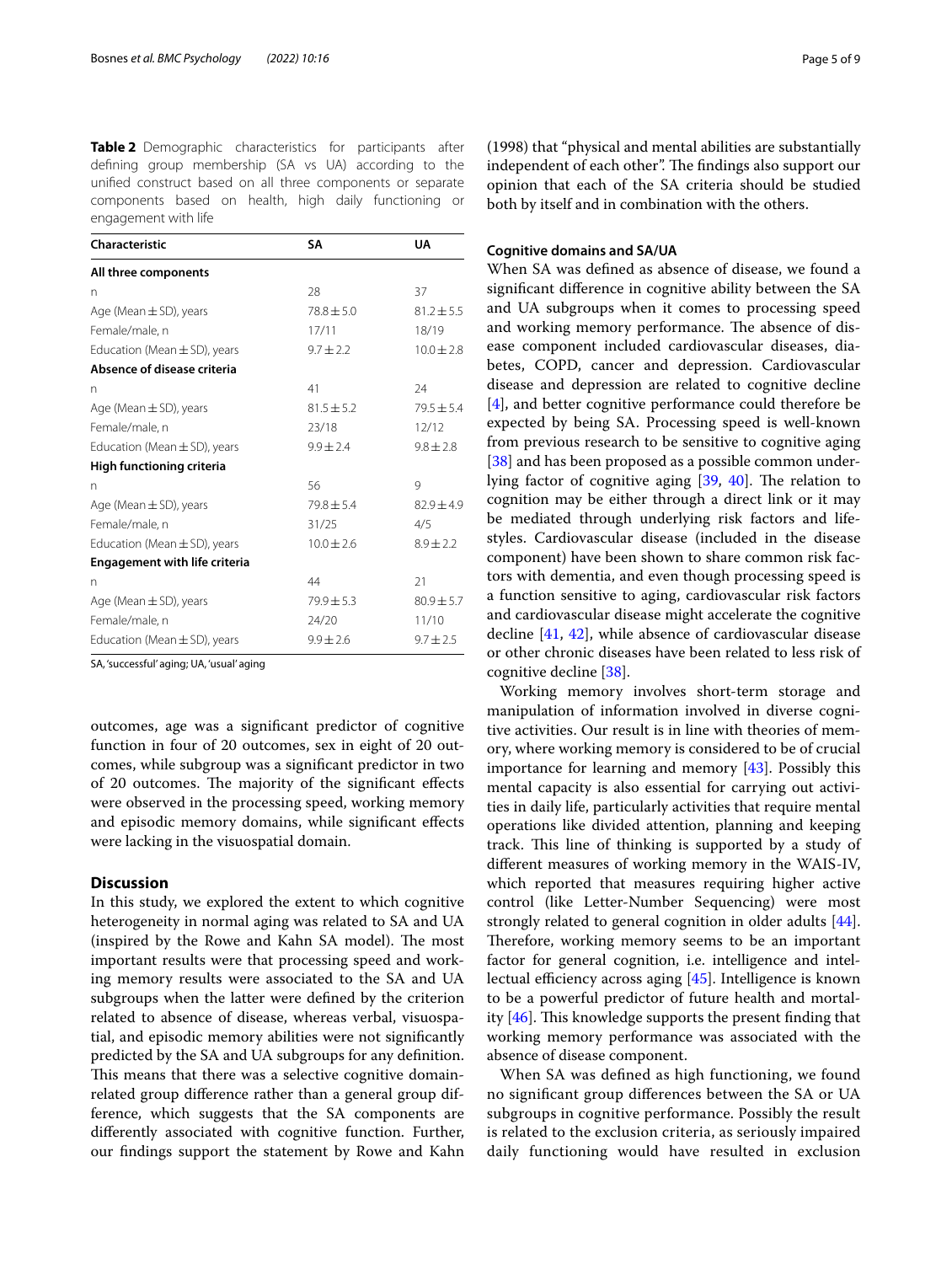**Table 2** Demographic characteristics for participants after defining group membership (SA vs UA) according to the unified construct based on all three components or separate components based on health, high daily functioning or engagement with life

| Characteristic | SA | UA |
|---|---|---|
| **All three components** | | |
| n | 28 | 37 |
| Age (Mean ± SD), years | 78.8 ± 5.0 | 81.2 ± 5.5 |
| Female/male, n | 17/11 | 18/19 |
| Education (Mean ± SD), years | 9.7 ± 2.2 | 10.0 ± 2.8 |
| **Absence of disease criteria** | | |
| n | 41 | 24 |
| Age (Mean ± SD), years | 81.5 ± 5.2 | 79.5 ± 5.4 |
| Female/male, n | 23/18 | 12/12 |
| Education (Mean ± SD), years | 9.9 ± 2.4 | 9.8 ± 2.8 |
| **High functioning criteria** | | |
| n | 56 | 9 |
| Age (Mean ± SD), years | 79.8 ± 5.4 | 82.9 ± 4.9 |
| Female/male, n | 31/25 | 4/5 |
| Education (Mean ± SD), years | 10.0 ± 2.6 | 8.9 ± 2.2 |
| **Engagement with life criteria** | | |
| n | 44 | 21 |
| Age (Mean ± SD), years | 79.9 ± 5.3 | 80.9 ± 5.7 |
| Female/male, n | 24/20 | 11/10 |
| Education (Mean ± SD), years | 9.9 ± 2.6 | 9.7 ± 2.5 |

SA, 'successful' aging; UA, 'usual' aging

outcomes, age was a significant predictor of cognitive function in four of 20 outcomes, sex in eight of 20 outcomes, while subgroup was a significant predictor in two of 20 outcomes. The majority of the significant effects were observed in the processing speed, working memory and episodic memory domains, while significant effects were lacking in the visuospatial domain.

## Discussion

In this study, we explored the extent to which cognitive heterogeneity in normal aging was related to SA and UA (inspired by the Rowe and Kahn SA model). The most important results were that processing speed and working memory results were associated to the SA and UA subgroups when the latter were defined by the criterion related to absence of disease, whereas verbal, visuospatial, and episodic memory abilities were not significantly predicted by the SA and UA subgroups for any definition. This means that there was a selective cognitive domain-related group difference rather than a general group difference, which suggests that the SA components are differently associated with cognitive function. Further, our findings support the statement by Rowe and Kahn (1998) that "physical and mental abilities are substantially independent of each other". The findings also support our opinion that each of the SA criteria should be studied both by itself and in combination with the others.

### Cognitive domains and SA/UA

When SA was defined as absence of disease, we found a significant difference in cognitive ability between the SA and UA subgroups when it comes to processing speed and working memory performance. The absence of disease component included cardiovascular diseases, diabetes, COPD, cancer and depression. Cardiovascular disease and depression are related to cognitive decline [4], and better cognitive performance could therefore be expected by being SA. Processing speed is well-known from previous research to be sensitive to cognitive aging [38] and has been proposed as a possible common underlying factor of cognitive aging [39, 40]. The relation to cognition may be either through a direct link or it may be mediated through underlying risk factors and lifestyles. Cardiovascular disease (included in the disease component) have been shown to share common risk factors with dementia, and even though processing speed is a function sensitive to aging, cardiovascular risk factors and cardiovascular disease might accelerate the cognitive decline [41, 42], while absence of cardiovascular disease or other chronic diseases have been related to less risk of cognitive decline [38].

Working memory involves short-term storage and manipulation of information involved in diverse cognitive activities. Our result is in line with theories of memory, where working memory is considered to be of crucial importance for learning and memory [43]. Possibly this mental capacity is also essential for carrying out activities in daily life, particularly activities that require mental operations like divided attention, planning and keeping track. This line of thinking is supported by a study of different measures of working memory in the WAIS-IV, which reported that measures requiring higher active control (like Letter-Number Sequencing) were most strongly related to general cognition in older adults [44]. Therefore, working memory seems to be an important factor for general cognition, i.e. intelligence and intellectual efficiency across aging [45]. Intelligence is known to be a powerful predictor of future health and mortality [46]. This knowledge supports the present finding that working memory performance was associated with the absence of disease component.

When SA was defined as high functioning, we found no significant group differences between the SA or UA subgroups in cognitive performance. Possibly the result is related to the exclusion criteria, as seriously impaired daily functioning would have resulted in exclusion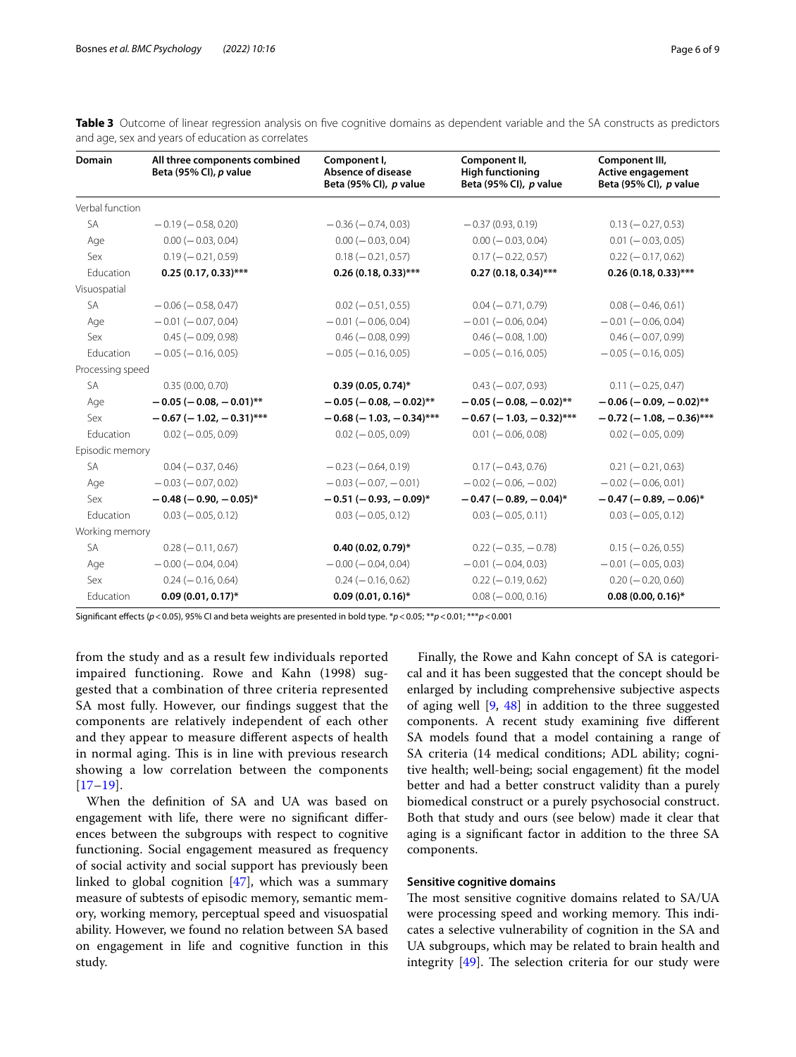**Table 3** Outcome of linear regression analysis on five cognitive domains as dependent variable and the SA constructs as predictors and age, sex and years of education as correlates

| Domain | All three components combined Beta (95% CI), *p* value | Component I, Absence of disease Beta (95% CI), *p* value | Component II, High functioning Beta (95% CI), *p* value | Component III, Active engagement Beta (95% CI), *p* value |
|---|---|---|---|---|
| Verbal function | | | | |
| SA | −0.19 (−0.58, 0.20) | −0.36 (−0.74, 0.03) | −0.37 (0.93, 0.19) | 0.13 (−0.27, 0.53) |
| Age | 0.00 (−0.03, 0.04) | 0.00 (−0.03, 0.04) | 0.00 (−0.03, 0.04) | 0.01 (−0.03, 0.05) |
| Sex | 0.19 (−0.21, 0.59) | 0.18 (−0.21, 0.57) | 0.17 (−0.22, 0.57) | 0.22 (−0.17, 0.62) |
| Education | **0.25 (0.17, 0.33)*****| **0.26 (0.18, 0.33)***** | **0.27 (0.18, 0.34)***** | **0.26 (0.18, 0.33)***** |
| Visuospatial | | | | |
| SA | −0.06 (−0.58, 0.47) | 0.02 (−0.51, 0.55) | 0.04 (−0.71, 0.79) | 0.08 (−0.46, 0.61) |
| Age | −0.01 (−0.07, 0.04) | −0.01 (−0.06, 0.04) | −0.01 (−0.06, 0.04) | −0.01 (−0.06, 0.04) |
| Sex | 0.45 (−0.09, 0.98) | 0.46 (−0.08, 0.99) | 0.46 (−0.08, 1.00) | 0.46 (−0.07, 0.99) |
| Education | −0.05 (−0.16, 0.05) | −0.05 (−0.16, 0.05) | −0.05 (−0.16, 0.05) | −0.05 (−0.16, 0.05) |
| Processing speed | | | | |
| SA | 0.35 (0.00, 0.70) | **0.39 (0.05, 0.74)*** | 0.43 (−0.07, 0.93) | 0.11 (−0.25, 0.47) |
| Age | **−0.05 (−0.08, −0.01)**** | **−0.05 (−0.08, −0.02)**** | **−0.05 (−0.08, −0.02)**** | **−0.06 (−0.09, −0.02)**** |
| Sex | **−0.67 (−1.02, −0.31)***** | **−0.68 (−1.03, −0.34)***** | **−0.67 (−1.03, −0.32)***** | **−0.72 (−1.08, −0.36)***** |
| Education | 0.02 (−0.05, 0.09) | 0.02 (−0.05, 0.09) | 0.01 (−0.06, 0.08) | 0.02 (−0.05, 0.09) |
| Episodic memory | | | | |
| SA | 0.04 (−0.37, 0.46) | −0.23 (−0.64, 0.19) | 0.17 (−0.43, 0.76) | 0.21 (−0.21, 0.63) |
| Age | −0.03 (−0.07, 0.02) | −0.03 (−0.07, −0.01) | −0.02 (−0.06, −0.02) | −0.02 (−0.06, 0.01) |
| Sex | **−0.48 (−0.90, −0.05)*** | **−0.51 (−0.93, −0.09)*** | **−0.47 (−0.89, −0.04)*** | **−0.47 (−0.89, −0.06)*** |
| Education | 0.03 (−0.05, 0.12) | 0.03 (−0.05, 0.12) | 0.03 (−0.05, 0.11) | 0.03 (−0.05, 0.12) |
| Working memory | | | | |
| SA | 0.28 (−0.11, 0.67) | **0.40 (0.02, 0.79)*** | 0.22 (−0.35, −0.78) | 0.15 (−0.26, 0.55) |
| Age | −0.00 (−0.04, 0.04) | −0.00 (−0.04, 0.04) | −0.01 (−0.04, 0.03) | −0.01 (−0.05, 0.03) |
| Sex | 0.24 (−0.16, 0.64) | 0.24 (−0.16, 0.62) | 0.22 (−0.19, 0.62) | 0.20 (−0.20, 0.60) |
| Education | **0.09 (0.01, 0.17)*** | **0.09 (0.01, 0.16)*** | 0.08 (−0.00, 0.16) | **0.08 (0.00, 0.16)*** |

Significant effects ($p < 0.05$), 95% CI and beta weights are presented in bold type. *$p < 0.05$; **$p < 0.01$; ***$p < 0.001$

from the study and as a result few individuals reported impaired functioning. Rowe and Kahn (1998) suggested that a combination of three criteria represented SA most fully. However, our findings suggest that the components are relatively independent of each other and they appear to measure different aspects of health in normal aging. This is in line with previous research showing a low correlation between the components [17–19].

When the definition of SA and UA was based on engagement with life, there were no significant differences between the subgroups with respect to cognitive functioning. Social engagement measured as frequency of social activity and social support has previously been linked to global cognition [47], which was a summary measure of subtests of episodic memory, semantic memory, working memory, perceptual speed and visuospatial ability. However, we found no relation between SA based on engagement in life and cognitive function in this study.

Finally, the Rowe and Kahn concept of SA is categorical and it has been suggested that the concept should be enlarged by including comprehensive subjective aspects of aging well [9, 48] in addition to the three suggested components. A recent study examining five different SA models found that a model containing a range of SA criteria (14 medical conditions; ADL ability; cognitive health; well-being; social engagement) fit the model better and had a better construct validity than a purely biomedical construct or a purely psychosocial construct. Both that study and ours (see below) made it clear that aging is a significant factor in addition to the three SA components.

### Sensitive cognitive domains

The most sensitive cognitive domains related to SA/UA were processing speed and working memory. This indicates a selective vulnerability of cognition in the SA and UA subgroups, which may be related to brain health and integrity [49]. The selection criteria for our study were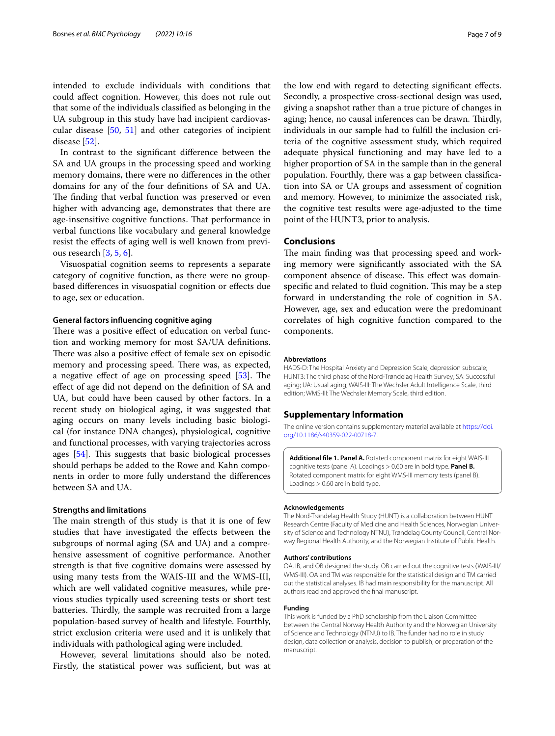intended to exclude individuals with conditions that could affect cognition. However, this does not rule out that some of the individuals classified as belonging in the UA subgroup in this study have had incipient cardiovascular disease [50, 51] and other categories of incipient disease [52].

In contrast to the significant difference between the SA and UA groups in the processing speed and working memory domains, there were no differences in the other domains for any of the four definitions of SA and UA. The finding that verbal function was preserved or even higher with advancing age, demonstrates that there are age-insensitive cognitive functions. That performance in verbal functions like vocabulary and general knowledge resist the effects of aging well is well known from previous research [3, 5, 6].

Visuospatial cognition seems to represents a separate category of cognitive function, as there were no group-based differences in visuospatial cognition or effects due to age, sex or education.

### General factors influencing cognitive aging

There was a positive effect of education on verbal function and working memory for most SA/UA definitions. There was also a positive effect of female sex on episodic memory and processing speed. There was, as expected, a negative effect of age on processing speed [53]. The effect of age did not depend on the definition of SA and UA, but could have been caused by other factors. In a recent study on biological aging, it was suggested that aging occurs on many levels including basic biological (for instance DNA changes), physiological, cognitive and functional processes, with varying trajectories across ages [54]. This suggests that basic biological processes should perhaps be added to the Rowe and Kahn components in order to more fully understand the differences between SA and UA.

### Strengths and limitations

The main strength of this study is that it is one of few studies that have investigated the effects between the subgroups of normal aging (SA and UA) and a comprehensive assessment of cognitive performance. Another strength is that five cognitive domains were assessed by using many tests from the WAIS-III and the WMS-III, which are well validated cognitive measures, while previous studies typically used screening tests or short test batteries. Thirdly, the sample was recruited from a large population-based survey of health and lifestyle. Fourthly, strict exclusion criteria were used and it is unlikely that individuals with pathological aging were included.

However, several limitations should also be noted. Firstly, the statistical power was sufficient, but was at the low end with regard to detecting significant effects. Secondly, a prospective cross-sectional design was used, giving a snapshot rather than a true picture of changes in aging; hence, no causal inferences can be drawn. Thirdly, individuals in our sample had to fulfill the inclusion criteria of the cognitive assessment study, which required adequate physical functioning and may have led to a higher proportion of SA in the sample than in the general population. Fourthly, there was a gap between classification into SA or UA groups and assessment of cognition and memory. However, to minimize the associated risk, the cognitive test results were age-adjusted to the time point of the HUNT3, prior to analysis.

## Conclusions

The main finding was that processing speed and working memory were significantly associated with the SA component absence of disease. This effect was domain-specific and related to fluid cognition. This may be a step forward in understanding the role of cognition in SA. However, age, sex and education were the predominant correlates of high cognitive function compared to the components.

#### Abbreviations

HADS-D: The Hospital Anxiety and Depression Scale, depression subscale; HUNT3: The third phase of the Nord-Trøndelag Health Survey; SA: Successful aging; UA: Usual aging; WAIS-III: The Wechsler Adult Intelligence Scale, third edition; WMS-III: The Wechsler Memory Scale, third edition.

## Supplementary Information

The online version contains supplementary material available at https://doi.org/10.1186/s40359-022-00718-7.

**Additional file 1. Panel A.** Rotated component matrix for eight WAIS-III cognitive tests (panel A). Loadings > 0.60 are in bold type. **Panel B.** Rotated component matrix for eight WMS-III memory tests (panel B). Loadings > 0.60 are in bold type.

#### Acknowledgements

The Nord-Trøndelag Health Study (HUNT) is a collaboration between HUNT Research Centre (Faculty of Medicine and Health Sciences, Norwegian University of Science and Technology NTNU), Trøndelag County Council, Central Norway Regional Health Authority, and the Norwegian Institute of Public Health.

#### Authors' contributions

OA, IB, and OB designed the study. OB carried out the cognitive tests (WAIS-III/WMS-III). OA and TM was responsible for the statistical design and TM carried out the statistical analyses. IB had main responsibility for the manuscript. All authors read and approved the final manuscript.

#### Funding

This work is funded by a PhD scholarship from the Liaison Committee between the Central Norway Health Authority and the Norwegian University of Science and Technology (NTNU) to IB. The funder had no role in study design, data collection or analysis, decision to publish, or preparation of the manuscript.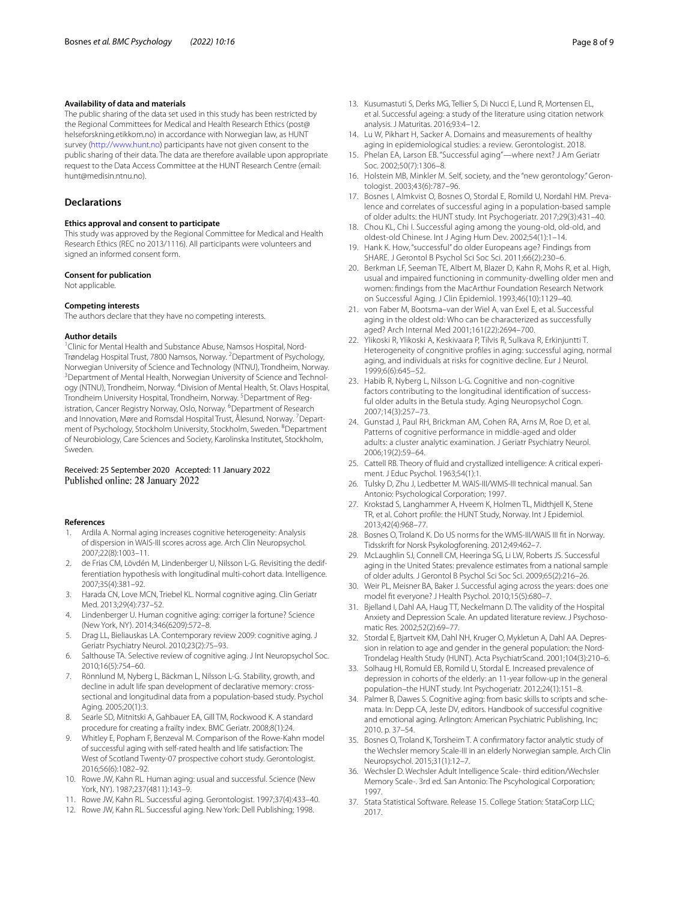#### Availability of data and materials

The public sharing of the data set used in this study has been restricted by the Regional Committees for Medical and Health Research Ethics (post@helseforskning.etikkom.no) in accordance with Norwegian law, as HUNT survey (http://www.hunt.no) participants have not given consent to the public sharing of their data. The data are therefore available upon appropriate request to the Data Access Committee at the HUNT Research Centre (email: hunt@medisin.ntnu.no).

## Declarations

#### Ethics approval and consent to participate

This study was approved by the Regional Committee for Medical and Health Research Ethics (REC no 2013/1116). All participants were volunteers and signed an informed consent form.

#### Consent for publication

Not applicable.

#### Competing interests

The authors declare that they have no competing interests.

#### Author details

[1]Clinic for Mental Health and Substance Abuse, Namsos Hospital, Nord-Trøndelag Hospital Trust, 7800 Namsos, Norway. [2]Department of Psychology, Norwegian University of Science and Technology (NTNU), Trondheim, Norway. [3]Department of Mental Health, Norwegian University of Science and Technology (NTNU), Trondheim, Norway. [4]Division of Mental Health, St. Olavs Hospital, Trondheim University Hospital, Trondheim, Norway. [5]Department of Registration, Cancer Registry Norway, Oslo, Norway. [6]Department of Research and Innovation, Møre and Romsdal Hospital Trust, Ålesund, Norway. [7]Department of Psychology, Stockholm University, Stockholm, Sweden. [8]Department of Neurobiology, Care Sciences and Society, Karolinska Institutet, Stockholm, Sweden.

Received: 25 September 2020 Accepted: 11 January 2022
Published online: 28 January 2022

#### References

1. Ardila A. Normal aging increases cognitive heterogeneity: Analysis of dispersion in WAIS-III scores across age. Arch Clin Neuropsychol. 2007;22(8):1003–11.
2. de Frias CM, Lövdén M, Lindenberger U, Nilsson L-G. Revisiting the dedifferentiation hypothesis with longitudinal multi-cohort data. Intelligence. 2007;35(4):381–92.
3. Harada CN, Love MCN, Triebel KL. Normal cognitive aging. Clin Geriatr Med. 2013;29(4):737–52.
4. Lindenberger U. Human cognitive aging: corriger la fortune? Science (New York, NY). 2014;346(6209):572–8.
5. Drag LL, Bieliauskas LA. Contemporary review 2009: cognitive aging. J Geriatr Psychiatry Neurol. 2010;23(2):75–93.
6. Salthouse TA. Selective review of cognitive aging. J Int Neuropsychol Soc. 2010;16(5):754–60.
7. Rönnlund M, Nyberg L, Bäckman L, Nilsson L-G. Stability, growth, and decline in adult life span development of declarative memory: cross-sectional and longitudinal data from a population-based study. Psychol Aging. 2005;20(1):3.
8. Searle SD, Mitnitski A, Gahbauer EA, Gill TM, Rockwood K. A standard procedure for creating a frailty index. BMC Geriatr. 2008;8(1):24.
9. Whitley E, Popham F, Benzeval M. Comparison of the Rowe-Kahn model of successful aging with self-rated health and life satisfaction: The West of Scotland Twenty-07 prospective cohort study. Gerontologist. 2016;56(6):1082–92.
10. Rowe JW, Kahn RL. Human aging: usual and successful. Science (New York, NY). 1987;237(4811):143–9.
11. Rowe JW, Kahn RL. Successful aging. Gerontologist. 1997;37(4):433–40.
12. Rowe JW, Kahn RL. Successful aging. New York: Dell Publishing; 1998.
13. Kusumastuti S, Derks MG, Tellier S, Di Nucci E, Lund R, Mortensen EL, et al. Successful ageing: a study of the literature using citation network analysis. J Maturitas. 2016;93:4–12.
14. Lu W, Pikhart H, Sacker A. Domains and measurements of healthy aging in epidemiological studies: a review. Gerontologist. 2018.
15. Phelan EA, Larson EB. "Successful aging"—where next? J Am Geriatr Soc. 2002;50(7):1306–8.
16. Holstein MB, Minkler M. Self, society, and the "new gerontology." Gerontologist. 2003;43(6):787–96.
17. Bosnes I, Almkvist O, Bosnes O, Stordal E, Romild U, Nordahl HM. Prevalence and correlates of successful aging in a population-based sample of older adults: the HUNT study. Int Psychogeriatr. 2017;29(3):431–40.
18. Chou KL, Chi I. Successful aging among the young-old, old-old, and oldest-old Chinese. Int J Aging Hum Dev. 2002;54(1):1–14.
19. Hank K. How, "successful" do older Europeans age? Findings from SHARE. J Gerontol B Psychol Sci Soc Sci. 2011;66(2):230–6.
20. Berkman LF, Seeman TE, Albert M, Blazer D, Kahn R, Mohs R, et al. High, usual and impaired functioning in community-dwelling older men and women: findings from the MacArthur Foundation Research Network on Successful Aging. J Clin Epidemiol. 1993;46(10):1129–40.
21. von Faber M, Bootsma–van der Wiel A, van Exel E, et al. Successful aging in the oldest old: Who can be characterized as successfully aged? Arch Internal Med 2001;161(22):2694–700.
22. Ylikoski R, Ylikoski A, Keskivaara P, Tilvis R, Sulkava R, Erkinjuntti T. Heterogeneity of congnitive profiles in aging: successful aging, normal aging, and individuals at risks for cognitive decline. Eur J Neurol. 1999;6(6):645–52.
23. Habib R, Nyberg L, Nilsson L-G. Cognitive and non-cognitive factors contributing to the longitudinal identification of successful older adults in the Betula study. Aging Neuropsychol Cogn. 2007;14(3):257–73.
24. Gunstad J, Paul RH, Brickman AM, Cohen RA, Arns M, Roe D, et al. Patterns of cognitive performance in middle-aged and older adults: a cluster analytic examination. J Geriatr Psychiatry Neurol. 2006;19(2):59–64.
25. Cattell RB. Theory of fluid and crystallized intelligence: A critical experiment. J Educ Psychol. 1963;54(1):1.
26. Tulsky D, Zhu J, Ledbetter M. WAIS-III/WMS-III technical manual. San Antonio: Psychological Corporation; 1997.
27. Krokstad S, Langhammer A, Hveem K, Holmen TL, Midthjell K, Stene TR, et al. Cohort profile: the HUNT Study, Norway. Int J Epidemiol. 2013;42(4):968–77.
28. Bosnes O, Troland K. Do US norms for the WMS-III/WAIS III fit in Norway. Tidsskrift for Norsk Psykologforening. 2012;49:462–7.
29. McLaughlin SJ, Connell CM, Heeringa SG, Li LW, Roberts JS. Successful aging in the United States: prevalence estimates from a national sample of older adults. J Gerontol B Psychol Sci Soc Sci. 2009;65(2):216–26.
30. Weir PL, Meisner BA, Baker J. Successful aging across the years: does one model fit everyone? J Health Psychol. 2010;15(5):680–7.
31. Bjelland I, Dahl AA, Haug TT, Neckelmann D. The validity of the Hospital Anxiety and Depression Scale. An updated literature review. J Psychosomatic Res. 2002;52(2):69–77.
32. Stordal E, Bjartveit KM, Dahl NH, Kruger O, Mykletun A, Dahl AA. Depression in relation to age and gender in the general population: the Nord-Trondelag Health Study (HUNT). Acta PsychiatrScand. 2001;104(3):210–6.
33. Solhaug HI, Romild EB, Romild U, Stordal E. Increased prevalence of depression in cohorts of the elderly: an 11-year follow-up in the general population–the HUNT study. Int Psychogeriatr. 2012;24(1):151–8.
34. Palmer B, Dawes S. Cognitive aging: from basic skills to scripts and schemata. In: Depp CA, Jeste DV, editors. Handbook of successful cognitive and emotional aging. Arlington: American Psychiatric Publishing, Inc; 2010. p. 37–54.
35. Bosnes O, Troland K, Torsheim T. A confirmatory factor analytic study of the Wechsler memory Scale-III in an elderly Norwegian sample. Arch Clin Neuropsychol. 2015;31(1):12–7.
36. Wechsler D. Wechsler Adult Intelligence Scale- third edition/Wechsler Memory Scale-. 3rd ed. San Antonio: The Pscyhological Corporation; 1997.
37. Stata Statistical Software. Release 15. College Station: StataCorp LLC; 2017.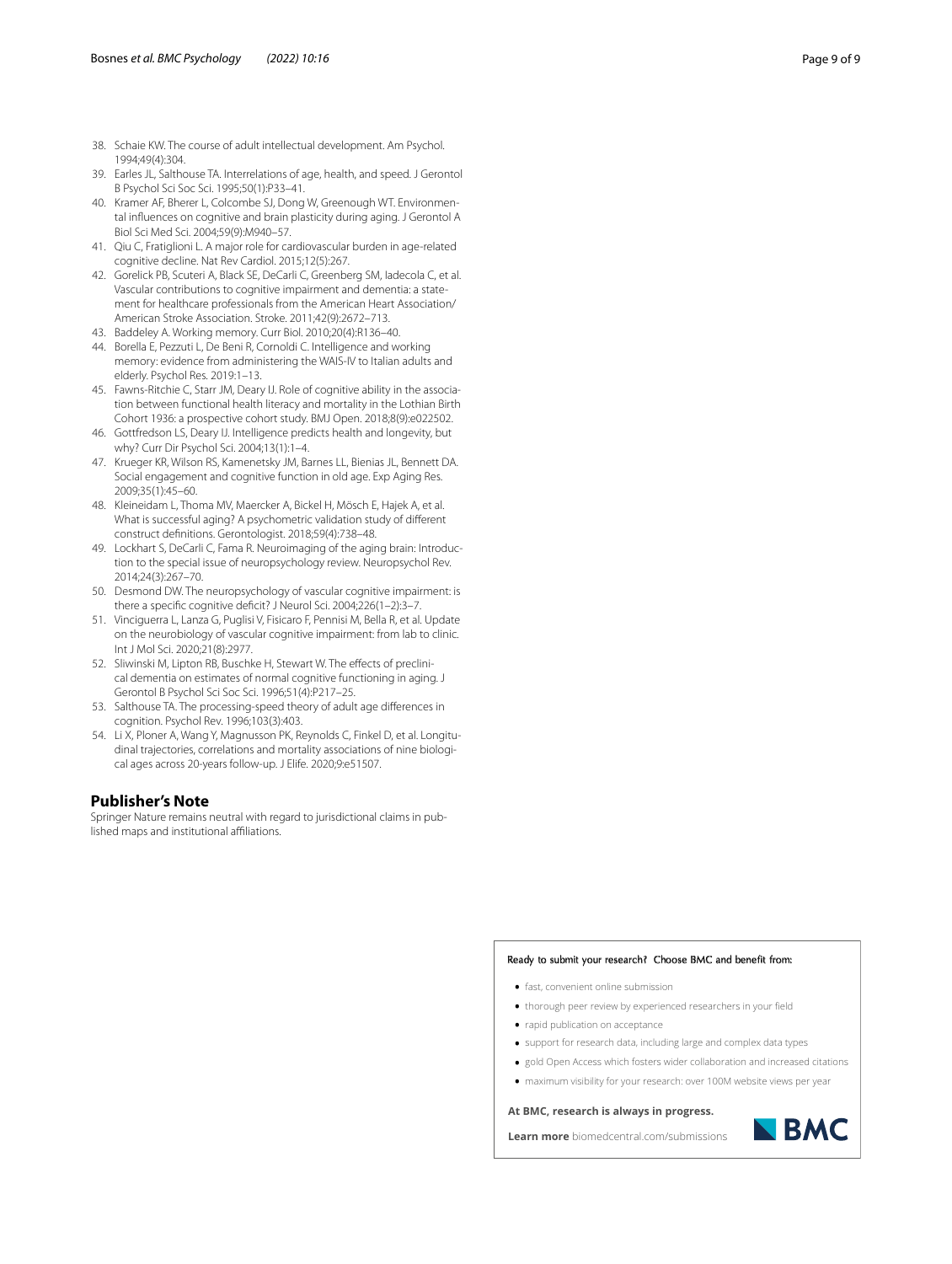38. Schaie KW. The course of adult intellectual development. Am Psychol. 1994;49(4):304.
39. Earles JL, Salthouse TA. Interrelations of age, health, and speed. J Gerontol B Psychol Sci Soc Sci. 1995;50(1):P33–41.
40. Kramer AF, Bherer L, Colcombe SJ, Dong W, Greenough WT. Environmental influences on cognitive and brain plasticity during aging. J Gerontol A Biol Sci Med Sci. 2004;59(9):M940–57.
41. Qiu C, Fratiglioni L. A major role for cardiovascular burden in age-related cognitive decline. Nat Rev Cardiol. 2015;12(5):267.
42. Gorelick PB, Scuteri A, Black SE, DeCarli C, Greenberg SM, Iadecola C, et al. Vascular contributions to cognitive impairment and dementia: a statement for healthcare professionals from the American Heart Association/American Stroke Association. Stroke. 2011;42(9):2672–713.
43. Baddeley A. Working memory. Curr Biol. 2010;20(4):R136–40.
44. Borella E, Pezzuti L, De Beni R, Cornoldi C. Intelligence and working memory: evidence from administering the WAIS-IV to Italian adults and elderly. Psychol Res. 2019:1–13.
45. Fawns-Ritchie C, Starr JM, Deary IJ. Role of cognitive ability in the association between functional health literacy and mortality in the Lothian Birth Cohort 1936: a prospective cohort study. BMJ Open. 2018;8(9):e022502.
46. Gottfredson LS, Deary IJ. Intelligence predicts health and longevity, but why? Curr Dir Psychol Sci. 2004;13(1):1–4.
47. Krueger KR, Wilson RS, Kamenetsky JM, Barnes LL, Bienias JL, Bennett DA. Social engagement and cognitive function in old age. Exp Aging Res. 2009;35(1):45–60.
48. Kleineidam L, Thoma MV, Maercker A, Bickel H, Mösch E, Hajek A, et al. What is successful aging? A psychometric validation study of different construct definitions. Gerontologist. 2018;59(4):738–48.
49. Lockhart S, DeCarli C, Fama R. Neuroimaging of the aging brain: Introduction to the special issue of neuropsychology review. Neuropsychol Rev. 2014;24(3):267–70.
50. Desmond DW. The neuropsychology of vascular cognitive impairment: is there a specific cognitive deficit? J Neurol Sci. 2004;226(1–2):3–7.
51. Vinciguerra L, Lanza G, Puglisi V, Fisicaro F, Pennisi M, Bella R, et al. Update on the neurobiology of vascular cognitive impairment: from lab to clinic. Int J Mol Sci. 2020;21(8):2977.
52. Sliwinski M, Lipton RB, Buschke H, Stewart W. The effects of preclinical dementia on estimates of normal cognitive functioning in aging. J Gerontol B Psychol Sci Soc Sci. 1996;51(4):P217–25.
53. Salthouse TA. The processing-speed theory of adult age differences in cognition. Psychol Rev. 1996;103(3):403.
54. Li X, Ploner A, Wang Y, Magnusson PK, Reynolds C, Finkel D, et al. Longitudinal trajectories, correlations and mortality associations of nine biological ages across 20-years follow-up. J Elife. 2020;9:e51507.

## Publisher's Note

Springer Nature remains neutral with regard to jurisdictional claims in published maps and institutional affiliations.

Ready to submit your research? Choose BMC and benefit from:

- fast, convenient online submission
- thorough peer review by experienced researchers in your field
- rapid publication on acceptance
- support for research data, including large and complex data types
- gold Open Access which fosters wider collaboration and increased citations
- maximum visibility for your research: over 100M website views per year

**At BMC, research is always in progress.**

**Learn more** biomedcentral.com/submissions

BMC